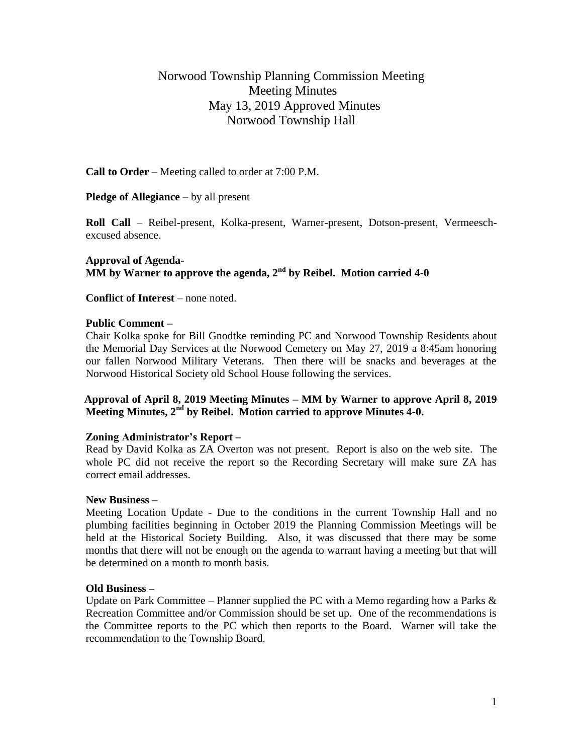# Norwood Township Planning Commission Meeting
## Meeting Minutes
## May 13, 2019 Approved Minutes
## Norwood Township Hall

**Call to Order** – Meeting called to order at 7:00 P.M.

**Pledge of Allegiance** – by all present

**Roll Call** – Reibel-present, Kolka-present, Warner-present, Dotson-present, Vermeesch-excused absence.

**Approval of Agenda-**
**MM by Warner to approve the agenda, 2nd by Reibel. Motion carried 4-0**

**Conflict of Interest** – none noted.

**Public Comment –**
Chair Kolka spoke for Bill Gnodtke reminding PC and Norwood Township Residents about the Memorial Day Services at the Norwood Cemetery on May 27, 2019 a 8:45am honoring our fallen Norwood Military Veterans. Then there will be snacks and beverages at the Norwood Historical Society old School House following the services.

**Approval of April 8, 2019 Meeting Minutes – MM by Warner to approve April 8, 2019 Meeting Minutes, 2nd by Reibel. Motion carried to approve Minutes 4-0.**

**Zoning Administrator's Report –**
Read by David Kolka as ZA Overton was not present. Report is also on the web site. The whole PC did not receive the report so the Recording Secretary will make sure ZA has correct email addresses.

**New Business –**
Meeting Location Update - Due to the conditions in the current Township Hall and no plumbing facilities beginning in October 2019 the Planning Commission Meetings will be held at the Historical Society Building. Also, it was discussed that there may be some months that there will not be enough on the agenda to warrant having a meeting but that will be determined on a month to month basis.

**Old Business –**
Update on Park Committee – Planner supplied the PC with a Memo regarding how a Parks & Recreation Committee and/or Commission should be set up. One of the recommendations is the Committee reports to the PC which then reports to the Board. Warner will take the recommendation to the Township Board.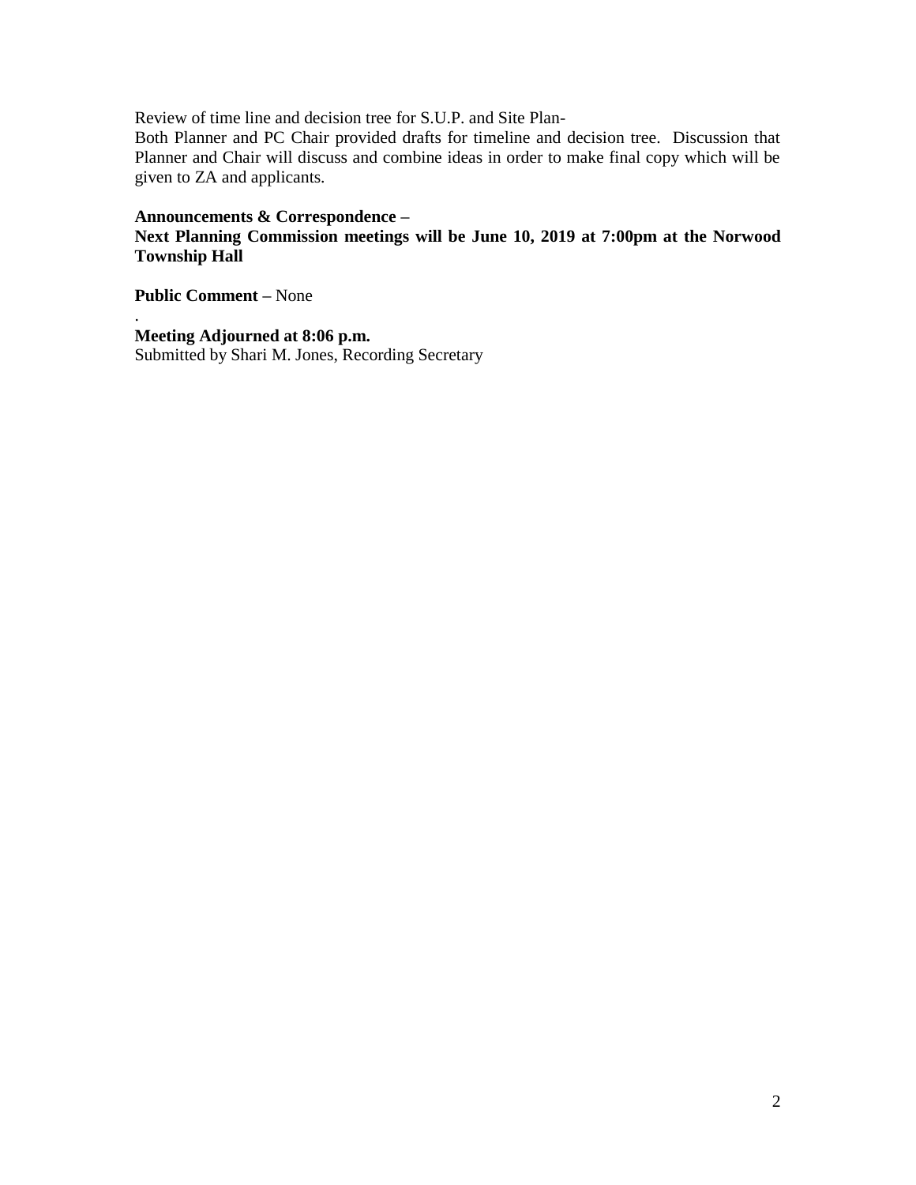Review of time line and decision tree for S.U.P. and Site Plan-

Both Planner and PC Chair provided drafts for timeline and decision tree. Discussion that Planner and Chair will discuss and combine ideas in order to make final copy which will be given to ZA and applicants.

**Announcements & Correspondence –**

**Next Planning Commission meetings will be June 10, 2019 at 7:00pm at the Norwood Township Hall**

**Public Comment –** None

.

**Meeting Adjourned at 8:06 p.m.**

Submitted by Shari M. Jones, Recording Secretary